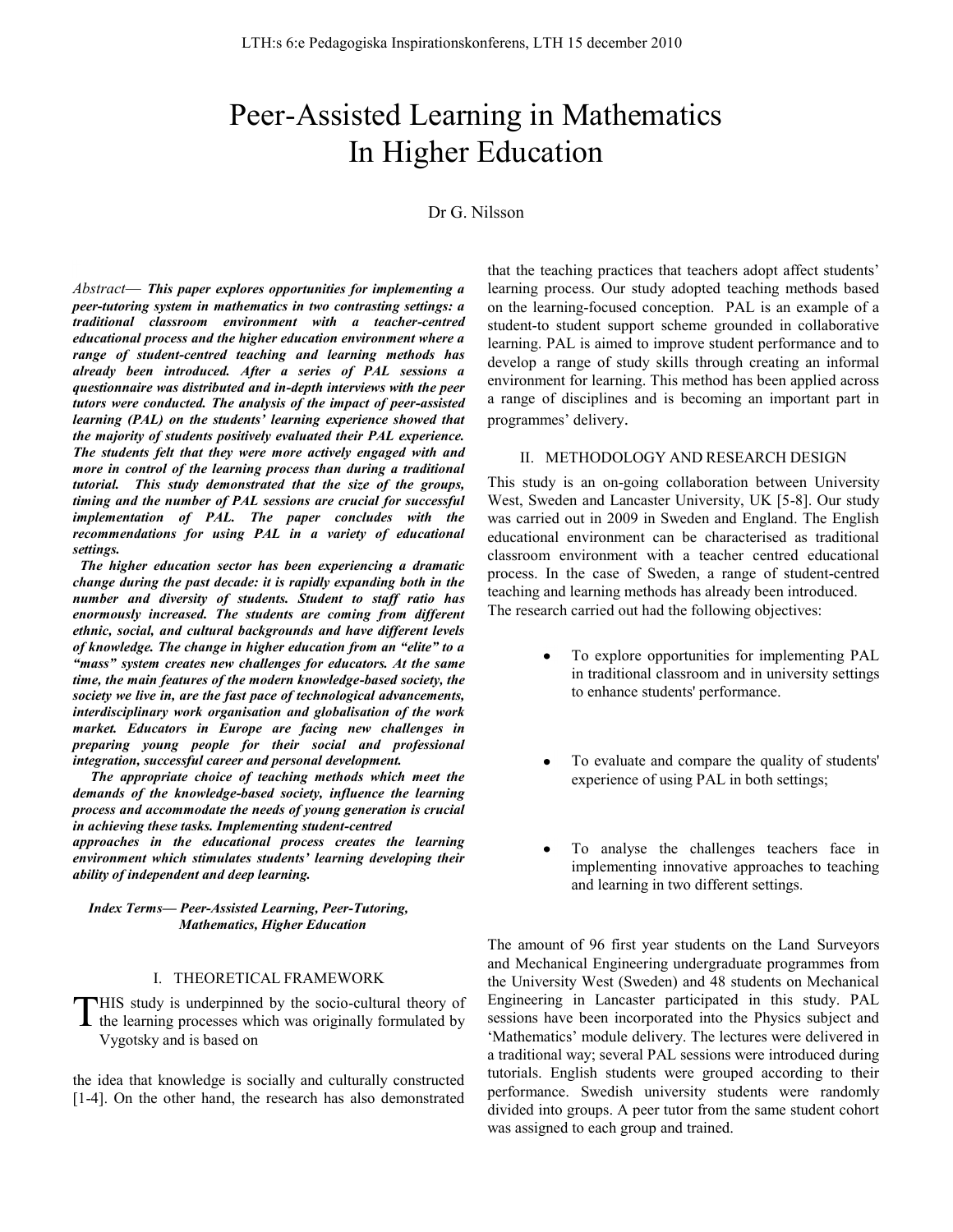# Peer-Assisted Learning in Mathematics In Higher Education

Dr G. Nilsson

*Abstract*— ***This paper explores opportunities for implementing a peer-tutoring system in mathematics in two contrasting settings: a traditional classroom environment with a teacher-centred educational process and the higher education environment where a range of student-centred teaching and learning methods has already been introduced. After a series of PAL sessions a questionnaire was distributed and in-depth interviews with the peer tutors were conducted. The analysis of the impact of peer-assisted learning (PAL) on the students' learning experience showed that the majority of students positively evaluated their PAL experience. The students felt that they were more actively engaged with and more in control of the learning process than during a traditional tutorial. This study demonstrated that the size of the groups, timing and the number of PAL sessions are crucial for successful implementation of PAL. The paper concludes with the recommendations for using PAL in a variety of educational settings.***

***The higher education sector has been experiencing a dramatic change during the past decade: it is rapidly expanding both in the number and diversity of students. Student to staff ratio has enormously increased. The students are coming from different ethnic, social, and cultural backgrounds and have different levels of knowledge. The change in higher education from an "elite" to a "mass" system creates new challenges for educators. At the same time, the main features of the modern knowledge-based society, the society we live in, are the fast pace of technological advancements, interdisciplinary work organisation and globalisation of the work market. Educators in Europe are facing new challenges in preparing young people for their social and professional integration, successful career and personal development.***

***The appropriate choice of teaching methods which meet the demands of the knowledge-based society, influence the learning process and accommodate the needs of young generation is crucial in achieving these tasks. Implementing student-centred approaches in the educational process creates the learning environment which stimulates students' learning developing their ability of independent and deep learning.***

***Index Terms— Peer-Assisted Learning, Peer-Tutoring, Mathematics, Higher Education***

## I. Theoretical Framework

This study is underpinned by the socio-cultural theory of the learning processes which was originally formulated by Vygotsky and is based on the idea that knowledge is socially and culturally constructed [1-4]. On the other hand, the research has also demonstrated that the teaching practices that teachers adopt affect students' learning process. Our study adopted teaching methods based on the learning-focused conception. PAL is an example of a student-to student support scheme grounded in collaborative learning. PAL is aimed to improve student performance and to develop a range of study skills through creating an informal environment for learning. This method has been applied across a range of disciplines and is becoming an important part in programmes' delivery.

## II. Methodology and Research Design

This study is an on-going collaboration between University West, Sweden and Lancaster University, UK [5-8]. Our study was carried out in 2009 in Sweden and England. The English educational environment can be characterised as traditional classroom environment with a teacher centred educational process. In the case of Sweden, a range of student-centred teaching and learning methods has already been introduced.

The research carried out had the following objectives:

- To explore opportunities for implementing PAL in traditional classroom and in university settings to enhance students' performance.
- To evaluate and compare the quality of students' experience of using PAL in both settings;
- To analyse the challenges teachers face in implementing innovative approaches to teaching and learning in two different settings.

The amount of 96 first year students on the Land Surveyors and Mechanical Engineering undergraduate programmes from the University West (Sweden) and 48 students on Mechanical Engineering in Lancaster participated in this study. PAL sessions have been incorporated into the Physics subject and 'Mathematics' module delivery. The lectures were delivered in a traditional way; several PAL sessions were introduced during tutorials. English students were grouped according to their performance. Swedish university students were randomly divided into groups. A peer tutor from the same student cohort was assigned to each group and trained.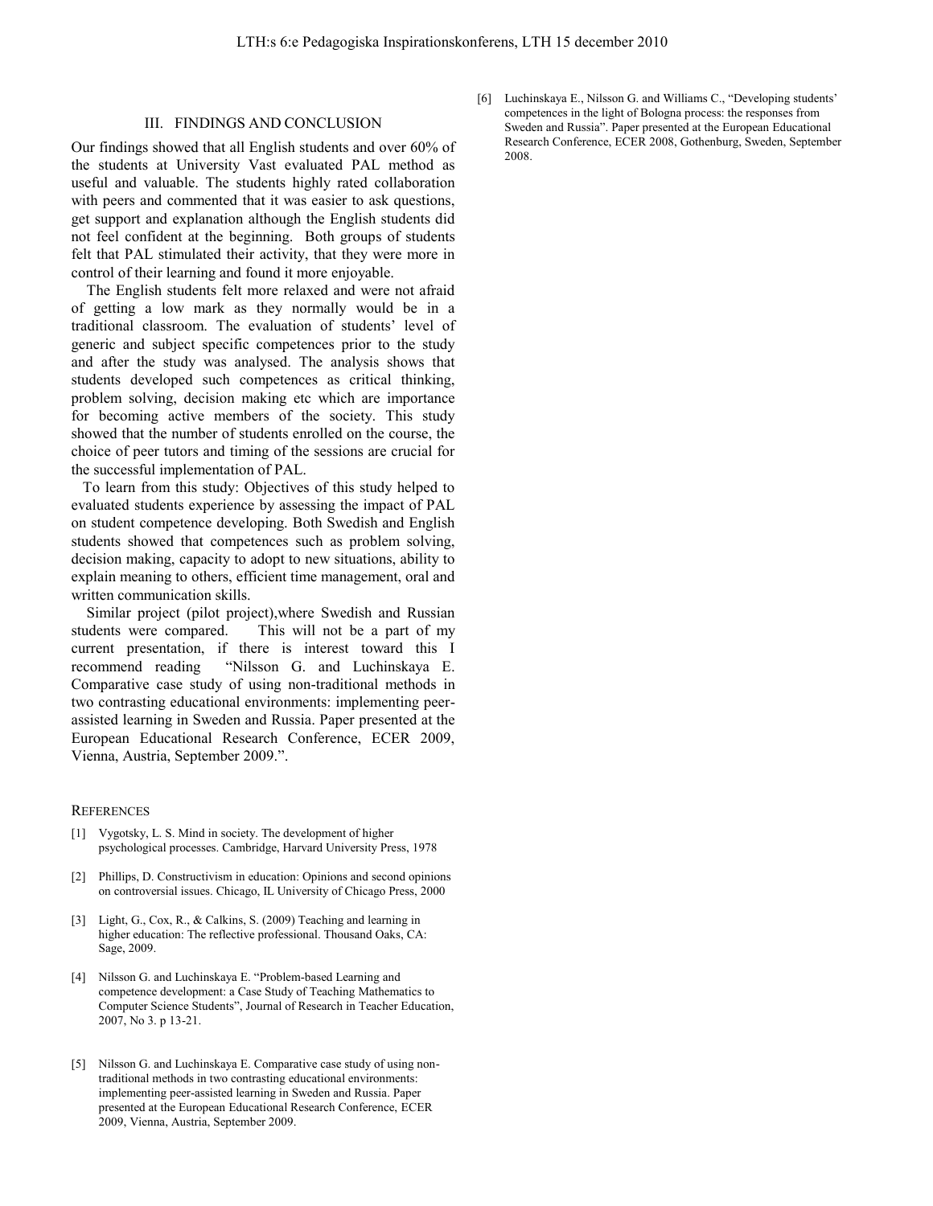## III. FINDINGS AND CONCLUSION

Our findings showed that all English students and over 60% of the students at University Vast evaluated PAL method as useful and valuable. The students highly rated collaboration with peers and commented that it was easier to ask questions, get support and explanation although the English students did not feel confident at the beginning. Both groups of students felt that PAL stimulated their activity, that they were more in control of their learning and found it more enjoyable.

The English students felt more relaxed and were not afraid of getting a low mark as they normally would be in a traditional classroom. The evaluation of students' level of generic and subject specific competences prior to the study and after the study was analysed. The analysis shows that students developed such competences as critical thinking, problem solving, decision making etc which are importance for becoming active members of the society. This study showed that the number of students enrolled on the course, the choice of peer tutors and timing of the sessions are crucial for the successful implementation of PAL.

To learn from this study: Objectives of this study helped to evaluated students experience by assessing the impact of PAL on student competence developing. Both Swedish and English students showed that competences such as problem solving, decision making, capacity to adopt to new situations, ability to explain meaning to others, efficient time management, oral and written communication skills.

Similar project (pilot project),where Swedish and Russian students were compared. This will not be a part of my current presentation, if there is interest toward this I recommend reading "Nilsson G. and Luchinskaya E. Comparative case study of using non-traditional methods in two contrasting educational environments: implementing peer-assisted learning in Sweden and Russia. Paper presented at the European Educational Research Conference, ECER 2009, Vienna, Austria, September 2009.".

### REFERENCES

[1] Vygotsky, L. S. Mind in society. The development of higher psychological processes. Cambridge, Harvard University Press, 1978

[2] Phillips, D. Constructivism in education: Opinions and second opinions on controversial issues. Chicago, IL University of Chicago Press, 2000

[3] Light, G., Cox, R., & Calkins, S. (2009) Teaching and learning in higher education: The reflective professional. Thousand Oaks, CA: Sage, 2009.

[4] Nilsson G. and Luchinskaya E. "Problem-based Learning and competence development: a Case Study of Teaching Mathematics to Computer Science Students", Journal of Research in Teacher Education, 2007, No 3. p 13-21.

[5] Nilsson G. and Luchinskaya E. Comparative case study of using non-traditional methods in two contrasting educational environments: implementing peer-assisted learning in Sweden and Russia. Paper presented at the European Educational Research Conference, ECER 2009, Vienna, Austria, September 2009.

[6] Luchinskaya E., Nilsson G. and Williams C., "Developing students' competences in the light of Bologna process: the responses from Sweden and Russia". Paper presented at the European Educational Research Conference, ECER 2008, Gothenburg, Sweden, September 2008.